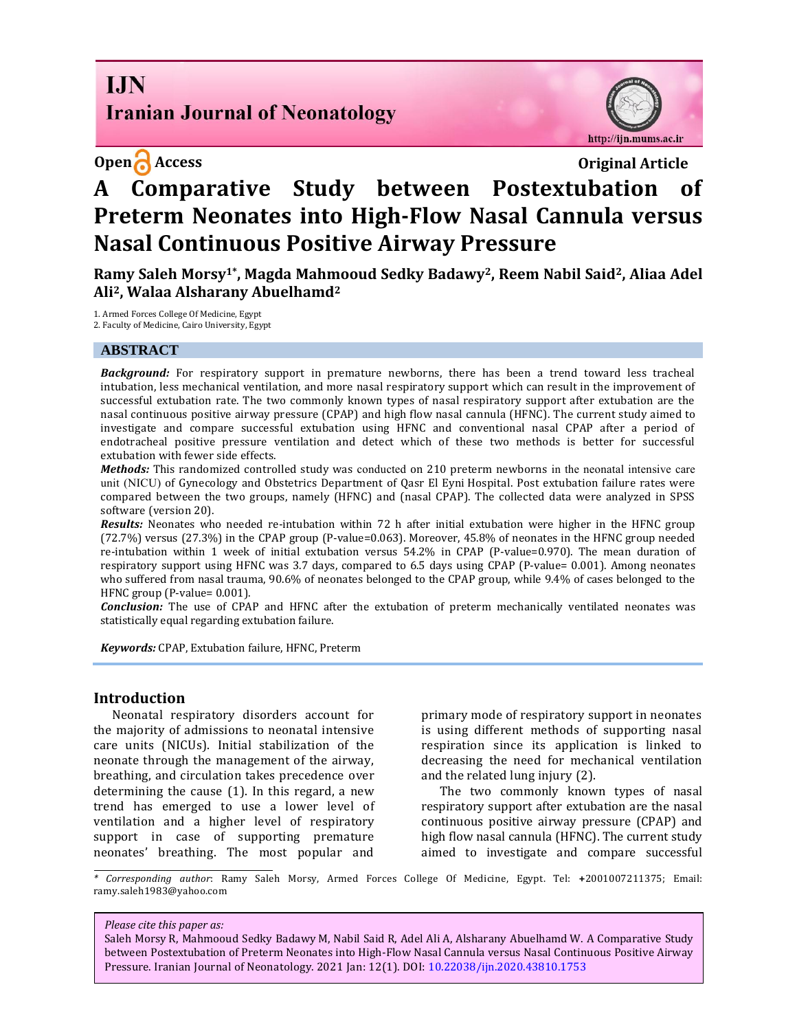Open Access

Original Article

# A Comparative Study between Postextubation of Preterm Neonates into High-Flow Nasal Cannula versus Nasal Continuous Positive Airway Pressure

**Ramy Saleh Morsy[1*], Magda Mahmooud Sedky Badawy[2], Reem Nabil Said[2], Aliaa Adel Ali[2], Walaa Alsharany Abuelhamd[2]**

1. Armed Forces College Of Medicine, Egypt
2. Faculty of Medicine, Cairo University, Egypt

## ABSTRACT

***Background:*** For respiratory support in premature newborns, there has been a trend toward less tracheal intubation, less mechanical ventilation, and more nasal respiratory support which can result in the improvement of successful extubation rate. The two commonly known types of nasal respiratory support after extubation are the nasal continuous positive airway pressure (CPAP) and high flow nasal cannula (HFNC). The current study aimed to investigate and compare successful extubation using HFNC and conventional nasal CPAP after a period of endotracheal positive pressure ventilation and detect which of these two methods is better for successful extubation with fewer side effects.

***Methods:*** This randomized controlled study was conducted on 210 preterm newborns in the neonatal intensive care unit (NICU) of Gynecology and Obstetrics Department of Qasr El Eyni Hospital. Post extubation failure rates were compared between the two groups, namely (HFNC) and (nasal CPAP). The collected data were analyzed in SPSS software (version 20).

***Results:*** Neonates who needed re-intubation within 72 h after initial extubation were higher in the HFNC group (72.7%) versus (27.3%) in the CPAP group (P-value=0.063). Moreover, 45.8% of neonates in the HFNC group needed re-intubation within 1 week of initial extubation versus 54.2% in CPAP (P-value=0.970). The mean duration of respiratory support using HFNC was 3.7 days, compared to 6.5 days using CPAP (P-value= 0.001). Among neonates who suffered from nasal trauma, 90.6% of neonates belonged to the CPAP group, while 9.4% of cases belonged to the HFNC group (P-value= 0.001).

***Conclusion:*** The use of CPAP and HFNC after the extubation of preterm mechanically ventilated neonates was statistically equal regarding extubation failure.

***Keywords:*** CPAP, Extubation failure, HFNC, Preterm

## Introduction

Neonatal respiratory disorders account for the majority of admissions to neonatal intensive care units (NICUs). Initial stabilization of the neonate through the management of the airway, breathing, and circulation takes precedence over determining the cause (1). In this regard, a new trend has emerged to use a lower level of ventilation and a higher level of respiratory support in case of supporting premature neonates' breathing. The most popular and primary mode of respiratory support in neonates is using different methods of supporting nasal respiration since its application is linked to decreasing the need for mechanical ventilation and the related lung injury (2).

The two commonly known types of nasal respiratory support after extubation are the nasal continuous positive airway pressure (CPAP) and high flow nasal cannula (HFNC). The current study aimed to investigate and compare successful

\* *Corresponding author*: Ramy Saleh Morsy, Armed Forces College Of Medicine, Egypt. Tel: +2001007211375; Email: ramy.saleh1983@yahoo.com

*Please cite this paper as:*
Saleh Morsy R, Mahmooud Sedky Badawy M, Nabil Said R, Adel Ali A, Alsharany Abuelhamd W. A Comparative Study between Postextubation of Preterm Neonates into High-Flow Nasal Cannula versus Nasal Continuous Positive Airway Pressure. Iranian Journal of Neonatology. 2021 Jan: 12(1). DOI: 10.22038/ijn.2020.43810.1753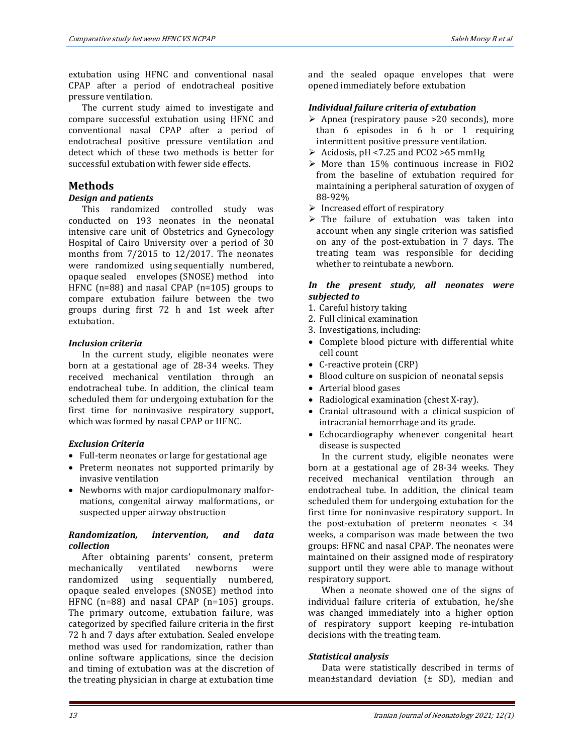extubation using HFNC and conventional nasal CPAP after a period of endotracheal positive pressure ventilation.

The current study aimed to investigate and compare successful extubation using HFNC and conventional nasal CPAP after a period of endotracheal positive pressure ventilation and detect which of these two methods is better for successful extubation with fewer side effects.

## Methods

### *Design and patients*

This randomized controlled study was conducted on 193 neonates in the neonatal intensive care unit of Obstetrics and Gynecology Hospital of Cairo University over a period of 30 months from 7/2015 to 12/2017. The neonates were randomized using sequentially numbered, opaque sealed envelopes (SNOSE) method into HFNC (n=88) and nasal CPAP (n=105) groups to compare extubation failure between the two groups during first 72 h and 1st week after extubation.

### *Inclusion criteria*

In the current study, eligible neonates were born at a gestational age of 28-34 weeks. They received mechanical ventilation through an endotracheal tube. In addition, the clinical team scheduled them for undergoing extubation for the first time for noninvasive respiratory support, which was formed by nasal CPAP or HFNC.

### *Exclusion Criteria*

- Full-term neonates or large for gestational age
- Preterm neonates not supported primarily by invasive ventilation
- Newborns with major cardiopulmonary malformations, congenital airway malformations, or suspected upper airway obstruction

### *Randomization, intervention, and data collection*

After obtaining parents' consent, preterm mechanically ventilated newborns were randomized using sequentially numbered, opaque sealed envelopes (SNOSE) method into HFNC (n=88) and nasal CPAP (n=105) groups. The primary outcome, extubation failure, was categorized by specified failure criteria in the first 72 h and 7 days after extubation. Sealed envelope method was used for randomization, rather than online software applications, since the decision and timing of extubation was at the discretion of the treating physician in charge at extubation time and the sealed opaque envelopes that were opened immediately before extubation

### *Individual failure criteria of extubation*

- Apnea (respiratory pause >20 seconds), more than 6 episodes in 6 h or 1 requiring intermittent positive pressure ventilation.
- Acidosis, pH <7.25 and $PCO_2$ >65 mmHg
- More than 15% continuous increase in $FiO_2$ from the baseline of extubation required for maintaining a peripheral saturation of oxygen of 88-92%
- Increased effort of respiratory
- The failure of extubation was taken into account when any single criterion was satisfied on any of the post-extubation in 7 days. The treating team was responsible for deciding whether to reintubate a newborn.

### *In the present study, all neonates were subjected to*

1. Careful history taking
2. Full clinical examination
3. Investigations, including:

- Complete blood picture with differential white cell count
- C-reactive protein (CRP)
- Blood culture on suspicion of neonatal sepsis
- Arterial blood gases
- Radiological examination (chest X-ray).
- Cranial ultrasound with a clinical suspicion of intracranial hemorrhage and its grade.
- Echocardiography whenever congenital heart disease is suspected

In the current study, eligible neonates were born at a gestational age of 28-34 weeks. They received mechanical ventilation through an endotracheal tube. In addition, the clinical team scheduled them for undergoing extubation for the first time for noninvasive respiratory support. In the post-extubation of preterm neonates < 34 weeks, a comparison was made between the two groups: HFNC and nasal CPAP. The neonates were maintained on their assigned mode of respiratory support until they were able to manage without respiratory support.

When a neonate showed one of the signs of individual failure criteria of extubation, he/she was changed immediately into a higher option of respiratory support keeping re-intubation decisions with the treating team.

### *Statistical analysis*

Data were statistically described in terms of mean±standard deviation (± SD), median and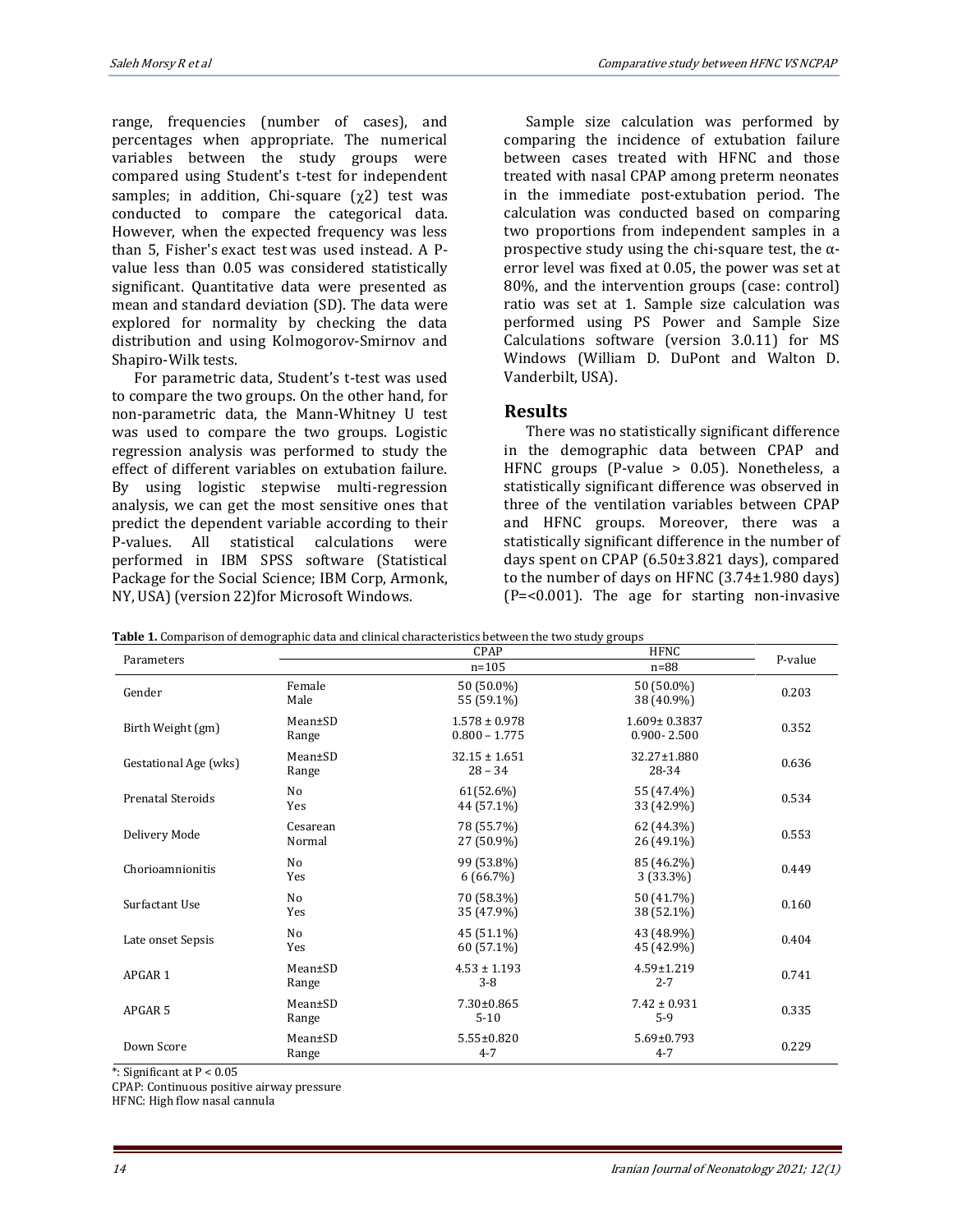range, frequencies (number of cases), and percentages when appropriate. The numerical variables between the study groups were compared using Student's t-test for independent samples; in addition, Chi-square ($\chi2$) test was conducted to compare the categorical data. However, when the expected frequency was less than 5, Fisher's exact test was used instead. A P-value less than 0.05 was considered statistically significant. Quantitative data were presented as mean and standard deviation (SD). The data were explored for normality by checking the data distribution and using Kolmogorov-Smirnov and Shapiro-Wilk tests.

For parametric data, Student's t-test was used to compare the two groups. On the other hand, for non-parametric data, the Mann-Whitney U test was used to compare the two groups. Logistic regression analysis was performed to study the effect of different variables on extubation failure. By using logistic stepwise multi-regression analysis, we can get the most sensitive ones that predict the dependent variable according to their P-values. All statistical calculations were performed in IBM SPSS software (Statistical Package for the Social Science; IBM Corp, Armonk, NY, USA) (version 22)for Microsoft Windows.

Sample size calculation was performed by comparing the incidence of extubation failure between cases treated with HFNC and those treated with nasal CPAP among preterm neonates in the immediate post-extubation period. The calculation was conducted based on comparing two proportions from independent samples in a prospective study using the chi-square test, the α-error level was fixed at 0.05, the power was set at 80%, and the intervention groups (case: control) ratio was set at 1. Sample size calculation was performed using PS Power and Sample Size Calculations software (version 3.0.11) for MS Windows (William D. DuPont and Walton D. Vanderbilt, USA).

## Results

There was no statistically significant difference in the demographic data between CPAP and HFNC groups (P-value > 0.05). Nonetheless, a statistically significant difference was observed in three of the ventilation variables between CPAP and HFNC groups. Moreover, there was a statistically significant difference in the number of days spent on CPAP (6.50±3.821 days), compared to the number of days on HFNC (3.74±1.980 days) (P=<0.001). The age for starting non-invasive

**Table 1.** Comparison of demographic data and clinical characteristics between the two study groups

| Parameters | | CPAP n=105 | HFNC n=88 | P-value |
|---|---|---|---|---|
| Gender | Female<br>Male | 50 (50.0%)<br>55 (59.1%) | 50 (50.0%)<br>38 (40.9%) | 0.203 |
| Birth Weight (gm) | Mean±SD<br>Range | 1.578 ± 0.978<br>0.800 – 1.775 | 1.609± 0.3837<br>0.900- 2.500 | 0.352 |
| Gestational Age (wks) | Mean±SD<br>Range | 32.15 ± 1.651<br>28 – 34 | 32.27±1.880<br>28-34 | 0.636 |
| Prenatal Steroids | No<br>Yes | 61(52.6%)<br>44 (57.1%) | 55 (47.4%)<br>33 (42.9%) | 0.534 |
| Delivery Mode | Cesarean<br>Normal | 78 (55.7%)<br>27 (50.9%) | 62 (44.3%)<br>26 (49.1%) | 0.553 |
| Chorioamnionitis | No<br>Yes | 99 (53.8%)<br>6 (66.7%) | 85 (46.2%)<br>3 (33.3%) | 0.449 |
| Surfactant Use | No<br>Yes | 70 (58.3%)<br>35 (47.9%) | 50 (41.7%)<br>38 (52.1%) | 0.160 |
| Late onset Sepsis | No<br>Yes | 45 (51.1%)<br>60 (57.1%) | 43 (48.9%)<br>45 (42.9%) | 0.404 |
| APGAR 1 | Mean±SD<br>Range | 4.53 ± 1.193<br>3-8 | 4.59±1.219<br>2-7 | 0.741 |
| APGAR 5 | Mean±SD<br>Range | 7.30±0.865<br>5-10 | 7.42 ± 0.931<br>5-9 | 0.335 |
| Down Score | Mean±SD<br>Range | 5.55±0.820<br>4-7 | 5.69±0.793<br>4-7 | 0.229 |

*: Significant at P < 0.05

CPAP: Continuous positive airway pressure

HFNC: High flow nasal cannula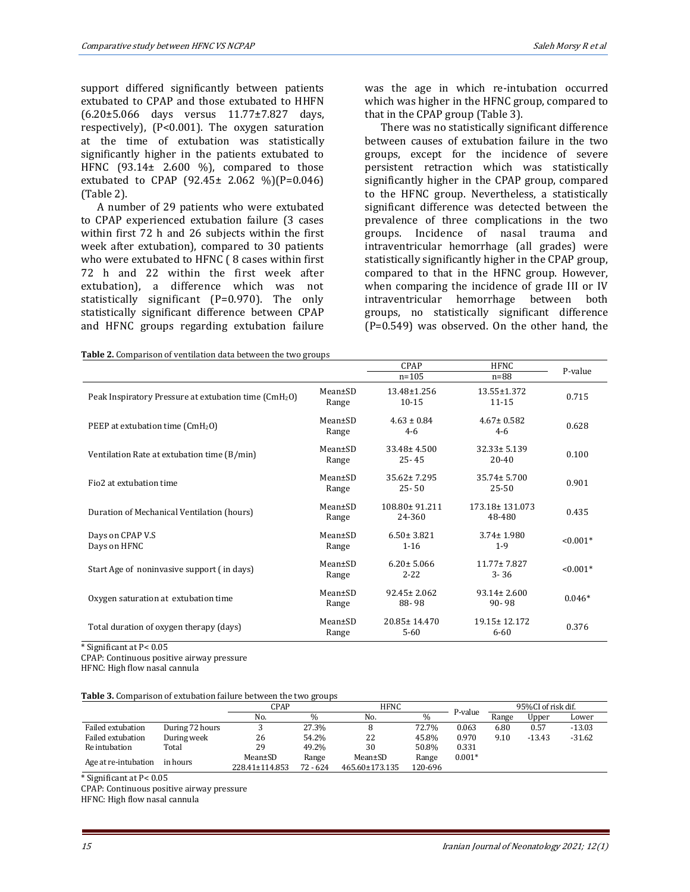support differed significantly between patients extubated to CPAP and those extubated to HHFN (6.20±5.066 days versus 11.77±7.827 days, respectively), (P<0.001). The oxygen saturation at the time of extubation was statistically significantly higher in the patients extubated to HFNC (93.14± 2.600 %), compared to those extubated to CPAP (92.45± 2.062 %)(P=0.046) (Table 2).

A number of 29 patients who were extubated to CPAP experienced extubation failure (3 cases within first 72 h and 26 subjects within the first week after extubation), compared to 30 patients who were extubated to HFNC ( 8 cases within first 72 h and 22 within the first week after extubation), a difference which was not statistically significant (P=0.970). The only statistically significant difference between CPAP and HFNC groups regarding extubation failure was the age in which re-intubation occurred which was higher in the HFNC group, compared to that in the CPAP group (Table 3).

There was no statistically significant difference between causes of extubation failure in the two groups, except for the incidence of severe persistent retraction which was statistically significantly higher in the CPAP group, compared to the HFNC group. Nevertheless, a statistically significant difference was detected between the prevalence of three complications in the two groups. Incidence of nasal trauma and intraventricular hemorrhage (all grades) were statistically significantly higher in the CPAP group, compared to that in the HFNC group. However, when comparing the incidence of grade III or IV intraventricular hemorrhage between both groups, no statistically significant difference (P=0.549) was observed. On the other hand, the

**Table 2.** Comparison of ventilation data between the two groups

| | | CPAP<br>n=105 | HFNC<br>n=88 | P-value |
|---|---|---|---|---|
| Peak Inspiratory Pressure at extubation time ($CmH_2O$) | Mean±SD<br>Range | 13.48±1.256<br>10-15 | 13.55±1.372<br>11-15 | 0.715 |
| PEEP at extubation time ($CmH_2O$) | Mean±SD<br>Range | 4.63 ± 0.84<br>4-6 | 4.67± 0.582<br>4-6 | 0.628 |
| Ventilation Rate at extubation time (B/min) | Mean±SD<br>Range | 33.48± 4.500<br>25- 45 | 32.33± 5.139<br>20-40 | 0.100 |
| Fio2 at extubation time | Mean±SD<br>Range | 35.62± 7.295<br>25- 50 | 35.74± 5.700<br>25-50 | 0.901 |
| Duration of Mechanical Ventilation (hours) | Mean±SD<br>Range | 108.80± 91.211<br>24-360 | 173.18± 131.073<br>48-480 | 0.435 |
| Days on CPAP V.S<br>Days on HFNC | Mean±SD<br>Range | 6.50± 3.821<br>1-16 | 3.74± 1.980<br>1-9 | <0.001* |
| Start Age of noninvasive support ( in days) | Mean±SD<br>Range | 6.20± 5.066<br>2-22 | 11.77± 7.827<br>3- 36 | <0.001* |
| Oxygen saturation at extubation time | Mean±SD<br>Range | 92.45± 2.062<br>88- 98 | 93.14± 2.600<br>90- 98 | 0.046* |
| Total duration of oxygen therapy (days) | Mean±SD<br>Range | 20.85± 14.470<br>5-60 | 19.15± 12.172<br>6-60 | 0.376 |

* Significant at P< 0.05
CPAP: Continuous positive airway pressure
HFNC: High flow nasal cannula

**Table 3.** Comparison of extubation failure between the two groups

| | | CPAP | | HFNC | | P-value | 95%CI of risk dif. | | |
|---|---|---|---|---|---|---|---|---|---|
| | | No. | % | No. | % | | Range | Upper | Lower |
| Failed extubation | During 72 hours | 3 | 27.3% | 8 | 72.7% | 0.063 | 6.80 | 0.57 | -13.03 |
| Failed extubation | During week | 26 | 54.2% | 22 | 45.8% | 0.970 | 9.10 | -13.43 | -31.62 |
| Re intubation | Total | 29 | 49.2% | 30 | 50.8% | 0.331 | | | |
| Age at re-intubation | in hours | Mean±SD<br>228.41±114.853 | Range<br>72 - 624 | Mean±SD<br>465.60±173.135 | Range<br>120-696 | 0.001* | | | |

* Significant at P< 0.05
CPAP: Continuous positive airway pressure
HFNC: High flow nasal cannula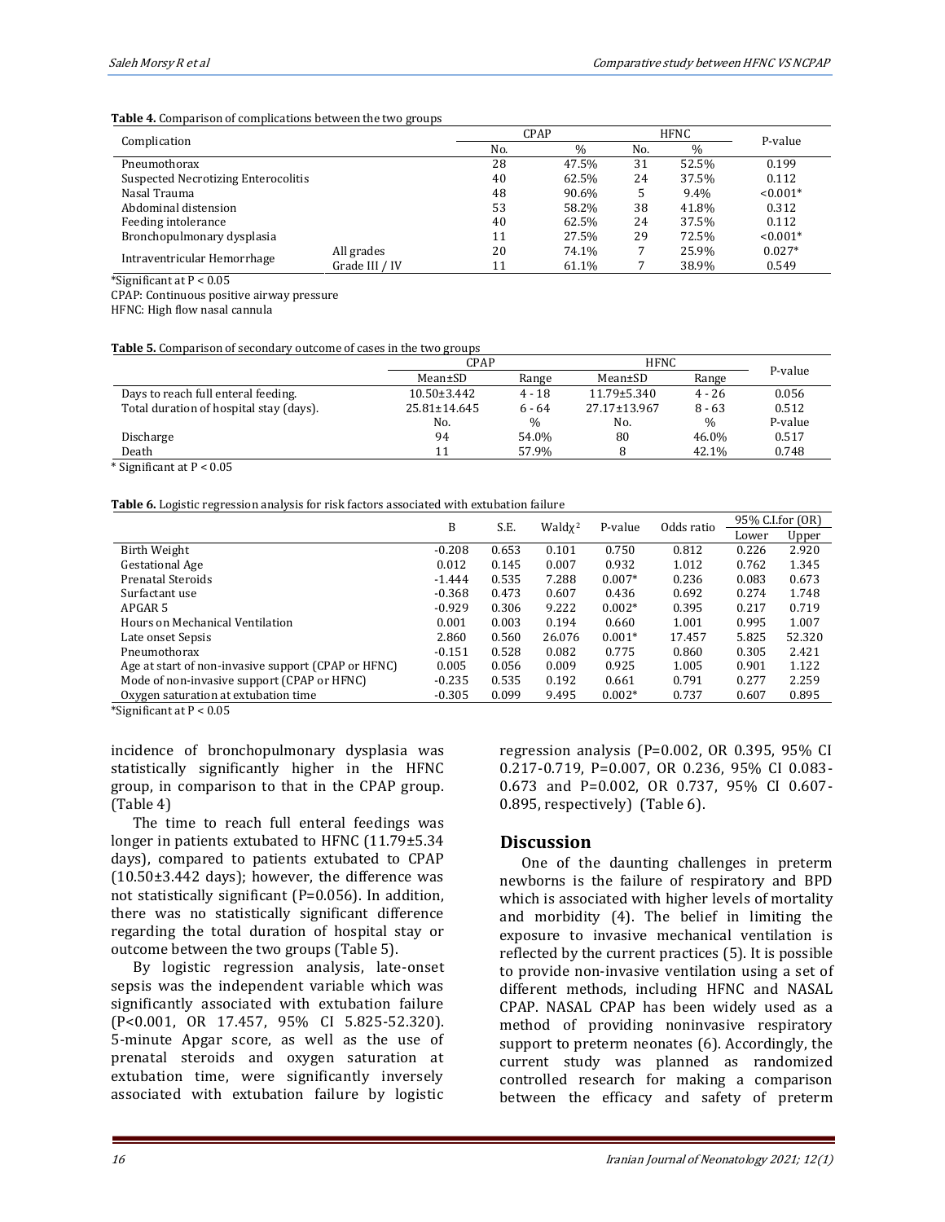**Table 4.** Comparison of complications between the two groups

| Complication | | CPAP | | HFNC | | P-value |
|---|---|---|---|---|---|---|
| | | No. | % | No. | % | |
| Pneumothorax | | 28 | 47.5% | 31 | 52.5% | 0.199 |
| Suspected Necrotizing Enterocolitis | | 40 | 62.5% | 24 | 37.5% | 0.112 |
| Nasal Trauma | | 48 | 90.6% | 5 | 9.4% | <0.001* |
| Abdominal distension | | 53 | 58.2% | 38 | 41.8% | 0.312 |
| Feeding intolerance | | 40 | 62.5% | 24 | 37.5% | 0.112 |
| Bronchopulmonary dysplasia | | 11 | 27.5% | 29 | 72.5% | <0.001* |
| Intraventricular Hemorrhage | All grades | 20 | 74.1% | 7 | 25.9% | 0.027* |
| | Grade III / IV | 11 | 61.1% | 7 | 38.9% | 0.549 |

*Significant at P < 0.05

CPAP: Continuous positive airway pressure

HFNC: High flow nasal cannula

**Table 5.** Comparison of secondary outcome of cases in the two groups

| | CPAP | | HFNC | | P-value |
|---|---|---|---|---|---|
| | Mean±SD | Range | Mean±SD | Range | |
| Days to reach full enteral feeding. | 10.50±3.442 | 4 - 18 | 11.79±5.340 | 4 - 26 | 0.056 |
| Total duration of hospital stay (days). | 25.81±14.645 | 6 - 64 | 27.17±13.967 | 8 - 63 | 0.512 |
| | No. | % | No. | % | P-value |
| Discharge | 94 | 54.0% | 80 | 46.0% | 0.517 |
| Death | 11 | 57.9% | 8 | 42.1% | 0.748 |

\* Significant at P < 0.05

**Table 6.** Logistic regression analysis for risk factors associated with extubation failure

| | B | S.E. | Wald$\chi^2$ | P-value | Odds ratio | 95% C.I.for (OR) | |
|---|---|---|---|---|---|---|---|
| | | | | | | Lower | Upper |
| Birth Weight | -0.208 | 0.653 | 0.101 | 0.750 | 0.812 | 0.226 | 2.920 |
| Gestational Age | 0.012 | 0.145 | 0.007 | 0.932 | 1.012 | 0.762 | 1.345 |
| Prenatal Steroids | -1.444 | 0.535 | 7.288 | 0.007* | 0.236 | 0.083 | 0.673 |
| Surfactant use | -0.368 | 0.473 | 0.607 | 0.436 | 0.692 | 0.274 | 1.748 |
| APGAR 5 | -0.929 | 0.306 | 9.222 | 0.002* | 0.395 | 0.217 | 0.719 |
| Hours on Mechanical Ventilation | 0.001 | 0.003 | 0.194 | 0.660 | 1.001 | 0.995 | 1.007 |
| Late onset Sepsis | 2.860 | 0.560 | 26.076 | 0.001* | 17.457 | 5.825 | 52.320 |
| Pneumothorax | -0.151 | 0.528 | 0.082 | 0.775 | 0.860 | 0.305 | 2.421 |
| Age at start of non-invasive support (CPAP or HFNC) | 0.005 | 0.056 | 0.009 | 0.925 | 1.005 | 0.901 | 1.122 |
| Mode of non-invasive support (CPAP or HFNC) | -0.235 | 0.535 | 0.192 | 0.661 | 0.791 | 0.277 | 2.259 |
| Oxygen saturation at extubation time | -0.305 | 0.099 | 9.495 | 0.002* | 0.737 | 0.607 | 0.895 |

*Significant at P < 0.05

incidence of bronchopulmonary dysplasia was statistically significantly higher in the HFNC group, in comparison to that in the CPAP group. (Table 4)

The time to reach full enteral feedings was longer in patients extubated to HFNC (11.79±5.34 days), compared to patients extubated to CPAP (10.50±3.442 days); however, the difference was not statistically significant (P=0.056). In addition, there was no statistically significant difference regarding the total duration of hospital stay or outcome between the two groups (Table 5).

By logistic regression analysis, late-onset sepsis was the independent variable which was significantly associated with extubation failure (P<0.001, OR 17.457, 95% CI 5.825-52.320). 5-minute Apgar score, as well as the use of prenatal steroids and oxygen saturation at extubation time, were significantly inversely associated with extubation failure by logistic regression analysis (P=0.002, OR 0.395, 95% CI 0.217-0.719, P=0.007, OR 0.236, 95% CI 0.083-0.673 and P=0.002, OR 0.737, 95% CI 0.607-0.895, respectively) (Table 6).

## Discussion

One of the daunting challenges in preterm newborns is the failure of respiratory and BPD which is associated with higher levels of mortality and morbidity (4). The belief in limiting the exposure to invasive mechanical ventilation is reflected by the current practices (5). It is possible to provide non-invasive ventilation using a set of different methods, including HFNC and NASAL CPAP. NASAL CPAP has been widely used as a method of providing noninvasive respiratory support to preterm neonates (6). Accordingly, the current study was planned as randomized controlled research for making a comparison between the efficacy and safety of preterm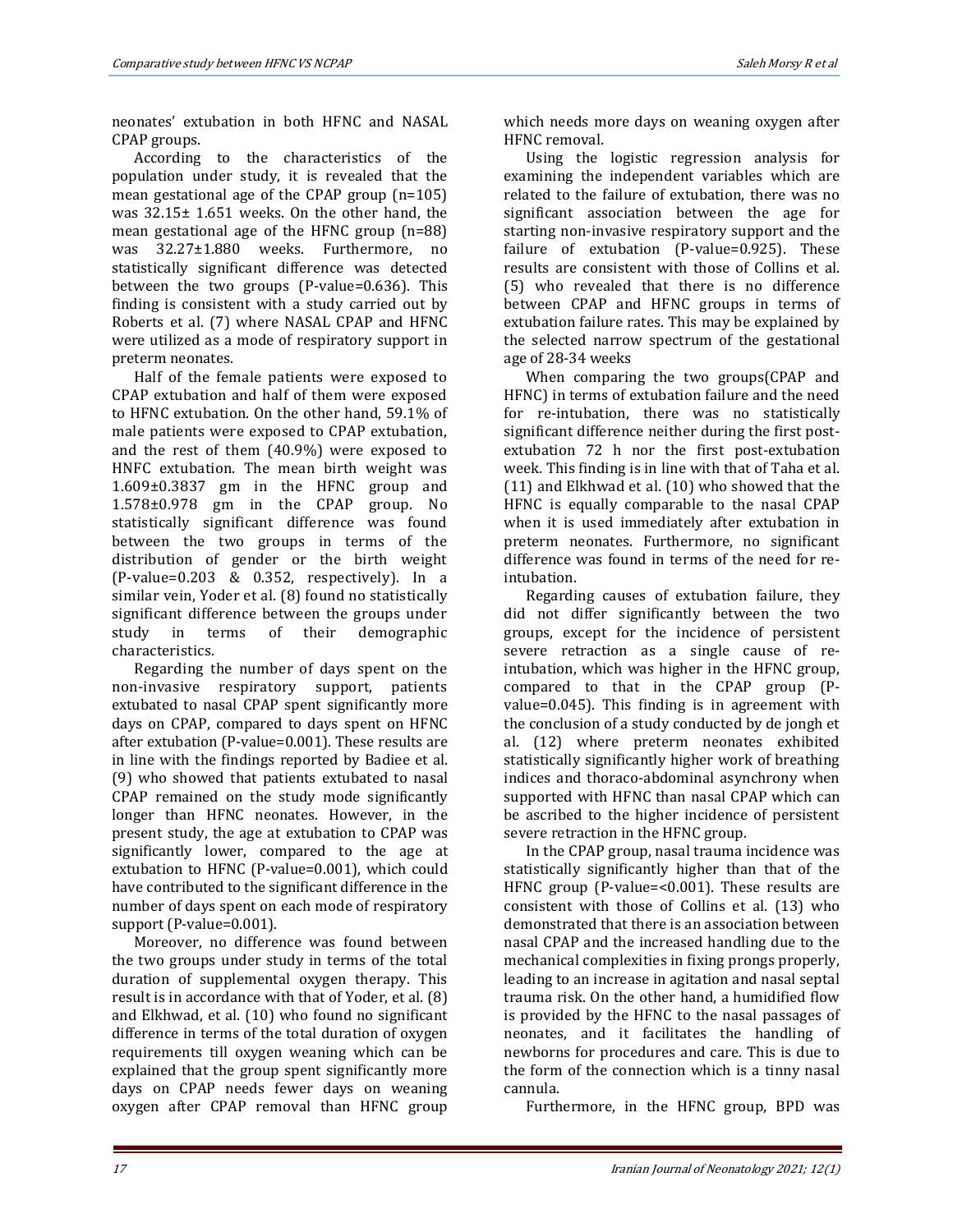neonates' extubation in both HFNC and NASAL CPAP groups.

According to the characteristics of the population under study, it is revealed that the mean gestational age of the CPAP group (n=105) was 32.15± 1.651 weeks. On the other hand, the mean gestational age of the HFNC group (n=88) was 32.27±1.880 weeks. Furthermore, no statistically significant difference was detected between the two groups (P-value=0.636). This finding is consistent with a study carried out by Roberts et al. (7) where NASAL CPAP and HFNC were utilized as a mode of respiratory support in preterm neonates.

Half of the female patients were exposed to CPAP extubation and half of them were exposed to HFNC extubation. On the other hand, 59.1% of male patients were exposed to CPAP extubation, and the rest of them (40.9%) were exposed to HNFC extubation. The mean birth weight was 1.609±0.3837 gm in the HFNC group and 1.578±0.978 gm in the CPAP group. No statistically significant difference was found between the two groups in terms of the distribution of gender or the birth weight (P-value=0.203 & 0.352, respectively). In a similar vein, Yoder et al. (8) found no statistically significant difference between the groups under study in terms of their demographic characteristics.

Regarding the number of days spent on the non-invasive respiratory support, patients extubated to nasal CPAP spent significantly more days on CPAP, compared to days spent on HFNC after extubation (P-value=0.001). These results are in line with the findings reported by Badiee et al. (9) who showed that patients extubated to nasal CPAP remained on the study mode significantly longer than HFNC neonates. However, in the present study, the age at extubation to CPAP was significantly lower, compared to the age at extubation to HFNC (P-value=0.001), which could have contributed to the significant difference in the number of days spent on each mode of respiratory support (P-value=0.001).

Moreover, no difference was found between the two groups under study in terms of the total duration of supplemental oxygen therapy. This result is in accordance with that of Yoder, et al. (8) and Elkhwad, et al. (10) who found no significant difference in terms of the total duration of oxygen requirements till oxygen weaning which can be explained that the group spent significantly more days on CPAP needs fewer days on weaning oxygen after CPAP removal than HFNC group which needs more days on weaning oxygen after HFNC removal.

Using the logistic regression analysis for examining the independent variables which are related to the failure of extubation, there was no significant association between the age for starting non-invasive respiratory support and the failure of extubation (P-value=0.925). These results are consistent with those of Collins et al. (5) who revealed that there is no difference between CPAP and HFNC groups in terms of extubation failure rates. This may be explained by the selected narrow spectrum of the gestational age of 28-34 weeks

When comparing the two groups(CPAP and HFNC) in terms of extubation failure and the need for re-intubation, there was no statistically significant difference neither during the first post-extubation 72 h nor the first post-extubation week. This finding is in line with that of Taha et al. (11) and Elkhwad et al. (10) who showed that the HFNC is equally comparable to the nasal CPAP when it is used immediately after extubation in preterm neonates. Furthermore, no significant difference was found in terms of the need for re-intubation.

Regarding causes of extubation failure, they did not differ significantly between the two groups, except for the incidence of persistent severe retraction as a single cause of re-intubation, which was higher in the HFNC group, compared to that in the CPAP group (P-value=0.045). This finding is in agreement with the conclusion of a study conducted by de jongh et al. (12) where preterm neonates exhibited statistically significantly higher work of breathing indices and thoraco-abdominal asynchrony when supported with HFNC than nasal CPAP which can be ascribed to the higher incidence of persistent severe retraction in the HFNC group.

In the CPAP group, nasal trauma incidence was statistically significantly higher than that of the HFNC group (P-value=<0.001). These results are consistent with those of Collins et al. (13) who demonstrated that there is an association between nasal CPAP and the increased handling due to the mechanical complexities in fixing prongs properly, leading to an increase in agitation and nasal septal trauma risk. On the other hand, a humidified flow is provided by the HFNC to the nasal passages of neonates, and it facilitates the handling of newborns for procedures and care. This is due to the form of the connection which is a tinny nasal cannula.

Furthermore, in the HFNC group, BPD was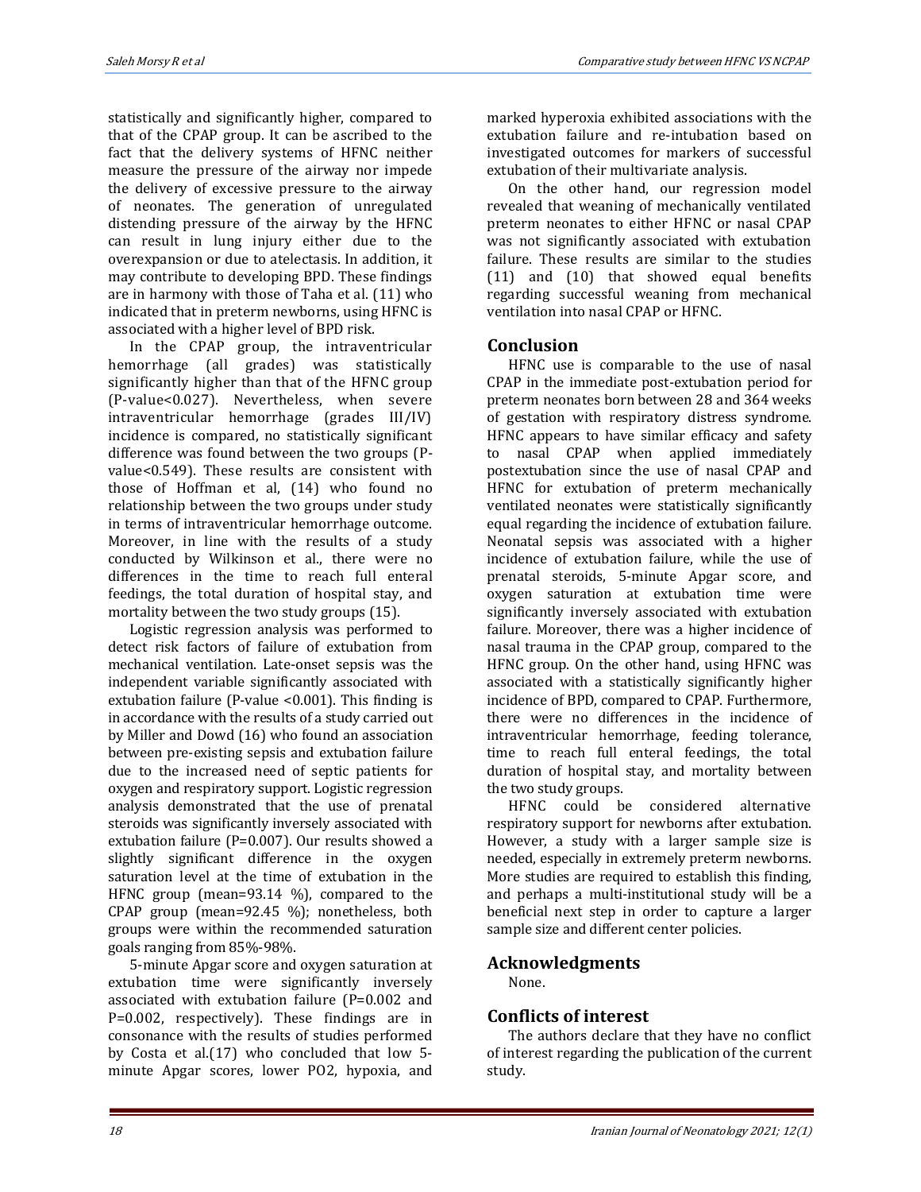statistically and significantly higher, compared to that of the CPAP group. It can be ascribed to the fact that the delivery systems of HFNC neither measure the pressure of the airway nor impede the delivery of excessive pressure to the airway of neonates. The generation of unregulated distending pressure of the airway by the HFNC can result in lung injury either due to the overexpansion or due to atelectasis. In addition, it may contribute to developing BPD. These findings are in harmony with those of Taha et al. (11) who indicated that in preterm newborns, using HFNC is associated with a higher level of BPD risk.

In the CPAP group, the intraventricular hemorrhage (all grades) was statistically significantly higher than that of the HFNC group (P-value<0.027). Nevertheless, when severe intraventricular hemorrhage (grades III/IV) incidence is compared, no statistically significant difference was found between the two groups (P-value<0.549). These results are consistent with those of Hoffman et al, (14) who found no relationship between the two groups under study in terms of intraventricular hemorrhage outcome. Moreover, in line with the results of a study conducted by Wilkinson et al., there were no differences in the time to reach full enteral feedings, the total duration of hospital stay, and mortality between the two study groups (15).

Logistic regression analysis was performed to detect risk factors of failure of extubation from mechanical ventilation. Late-onset sepsis was the independent variable significantly associated with extubation failure (P-value <0.001). This finding is in accordance with the results of a study carried out by Miller and Dowd (16) who found an association between pre-existing sepsis and extubation failure due to the increased need of septic patients for oxygen and respiratory support. Logistic regression analysis demonstrated that the use of prenatal steroids was significantly inversely associated with extubation failure (P=0.007). Our results showed a slightly significant difference in the oxygen saturation level at the time of extubation in the HFNC group (mean=93.14 %), compared to the CPAP group (mean=92.45 %); nonetheless, both groups were within the recommended saturation goals ranging from 85%-98%.

5-minute Apgar score and oxygen saturation at extubation time were significantly inversely associated with extubation failure (P=0.002 and P=0.002, respectively). These findings are in consonance with the results of studies performed by Costa et al.(17) who concluded that low 5-minute Apgar scores, lower PO2, hypoxia, and marked hyperoxia exhibited associations with the extubation failure and re-intubation based on investigated outcomes for markers of successful extubation of their multivariate analysis.

On the other hand, our regression model revealed that weaning of mechanically ventilated preterm neonates to either HFNC or nasal CPAP was not significantly associated with extubation failure. These results are similar to the studies (11) and (10) that showed equal benefits regarding successful weaning from mechanical ventilation into nasal CPAP or HFNC.

## Conclusion

HFNC use is comparable to the use of nasal CPAP in the immediate post-extubation period for preterm neonates born between 28 and 364 weeks of gestation with respiratory distress syndrome. HFNC appears to have similar efficacy and safety to nasal CPAP when applied immediately postextubation since the use of nasal CPAP and HFNC for extubation of preterm mechanically ventilated neonates were statistically significantly equal regarding the incidence of extubation failure. Neonatal sepsis was associated with a higher incidence of extubation failure, while the use of prenatal steroids, 5-minute Apgar score, and oxygen saturation at extubation time were significantly inversely associated with extubation failure. Moreover, there was a higher incidence of nasal trauma in the CPAP group, compared to the HFNC group. On the other hand, using HFNC was associated with a statistically significantly higher incidence of BPD, compared to CPAP. Furthermore, there were no differences in the incidence of intraventricular hemorrhage, feeding tolerance, time to reach full enteral feedings, the total duration of hospital stay, and mortality between the two study groups.

HFNC could be considered alternative respiratory support for newborns after extubation. However, a study with a larger sample size is needed, especially in extremely preterm newborns. More studies are required to establish this finding, and perhaps a multi-institutional study will be a beneficial next step in order to capture a larger sample size and different center policies.

## Acknowledgments

None.

## Conflicts of interest

The authors declare that they have no conflict of interest regarding the publication of the current study.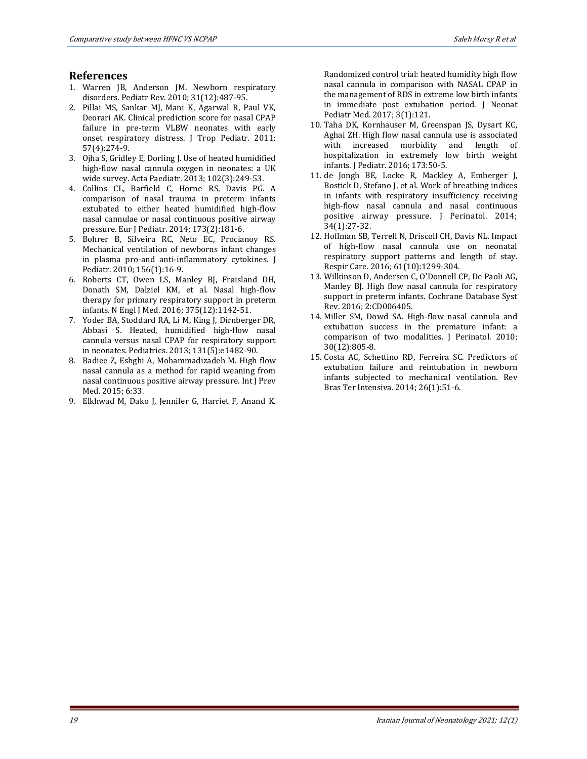## References

1. Warren JB, Anderson JM. Newborn respiratory disorders. Pediatr Rev. 2010; 31(12):487-95.
2. Pillai MS, Sankar MJ, Mani K, Agarwal R, Paul VK, Deorari AK. Clinical prediction score for nasal CPAP failure in pre-term VLBW neonates with early onset respiratory distress. J Trop Pediatr. 2011; 57(4):274-9.
3. Ojha S, Gridley E, Dorling J. Use of heated humidified high-flow nasal cannula oxygen in neonates: a UK wide survey. Acta Paediatr. 2013; 102(3):249-53.
4. Collins CL, Barfield C, Horne RS, Davis PG. A comparison of nasal trauma in preterm infants extubated to either heated humidified high-flow nasal cannulae or nasal continuous positive airway pressure. Eur J Pediatr. 2014; 173(2):181-6.
5. Bohrer B, Silveira RC, Neto EC, Procianoy RS. Mechanical ventilation of newborns infant changes in plasma pro-and anti-inflammatory cytokines. J Pediatr. 2010; 156(1):16-9.
6. Roberts CT, Owen LS, Manley BJ, Frøisland DH, Donath SM, Dalziel KM, et al. Nasal high-flow therapy for primary respiratory support in preterm infants. N Engl J Med. 2016; 375(12):1142-51.
7. Yoder BA, Stoddard RA, Li M, King J, Dirnberger DR, Abbasi S. Heated, humidified high-flow nasal cannula versus nasal CPAP for respiratory support in neonates. Pediatrics. 2013; 131(5):e1482-90.
8. Badiee Z, Eshghi A, Mohammadizadeh M. High flow nasal cannula as a method for rapid weaning from nasal continuous positive airway pressure. Int J Prev Med. 2015; 6:33.
9. Elkhwad M, Dako J, Jennifer G, Harriet F, Anand K. Randomized control trial: heated humidity high flow nasal cannula in comparison with NASAL CPAP in the management of RDS in extreme low birth infants in immediate post extubation period. J Neonat Pediatr Med. 2017; 3(1):121.
10. Taha DK, Kornhauser M, Greenspan JS, Dysart KC, Aghai ZH. High flow nasal cannula use is associated with increased morbidity and length of hospitalization in extremely low birth weight infants. J Pediatr. 2016; 173:50-5.
11. de Jongh BE, Locke R, Mackley A, Emberger J, Bostick D, Stefano J, et al. Work of breathing indices in infants with respiratory insufficiency receiving high-flow nasal cannula and nasal continuous positive airway pressure. J Perinatol. 2014; 34(1):27-32.
12. Hoffman SB, Terrell N, Driscoll CH, Davis NL. Impact of high-flow nasal cannula use on neonatal respiratory support patterns and length of stay. Respir Care. 2016; 61(10):1299-304.
13. Wilkinson D, Andersen C, O'Donnell CP, De Paoli AG, Manley BJ. High flow nasal cannula for respiratory support in preterm infants. Cochrane Database Syst Rev. 2016; 2:CD006405.
14. Miller SM, Dowd SA. High-flow nasal cannula and extubation success in the premature infant: a comparison of two modalities. J Perinatol. 2010; 30(12):805-8.
15. Costa AC, Schettino RD, Ferreira SC. Predictors of extubation failure and reintubation in newborn infants subjected to mechanical ventilation. Rev Bras Ter Intensiva. 2014; 26(1):51-6.